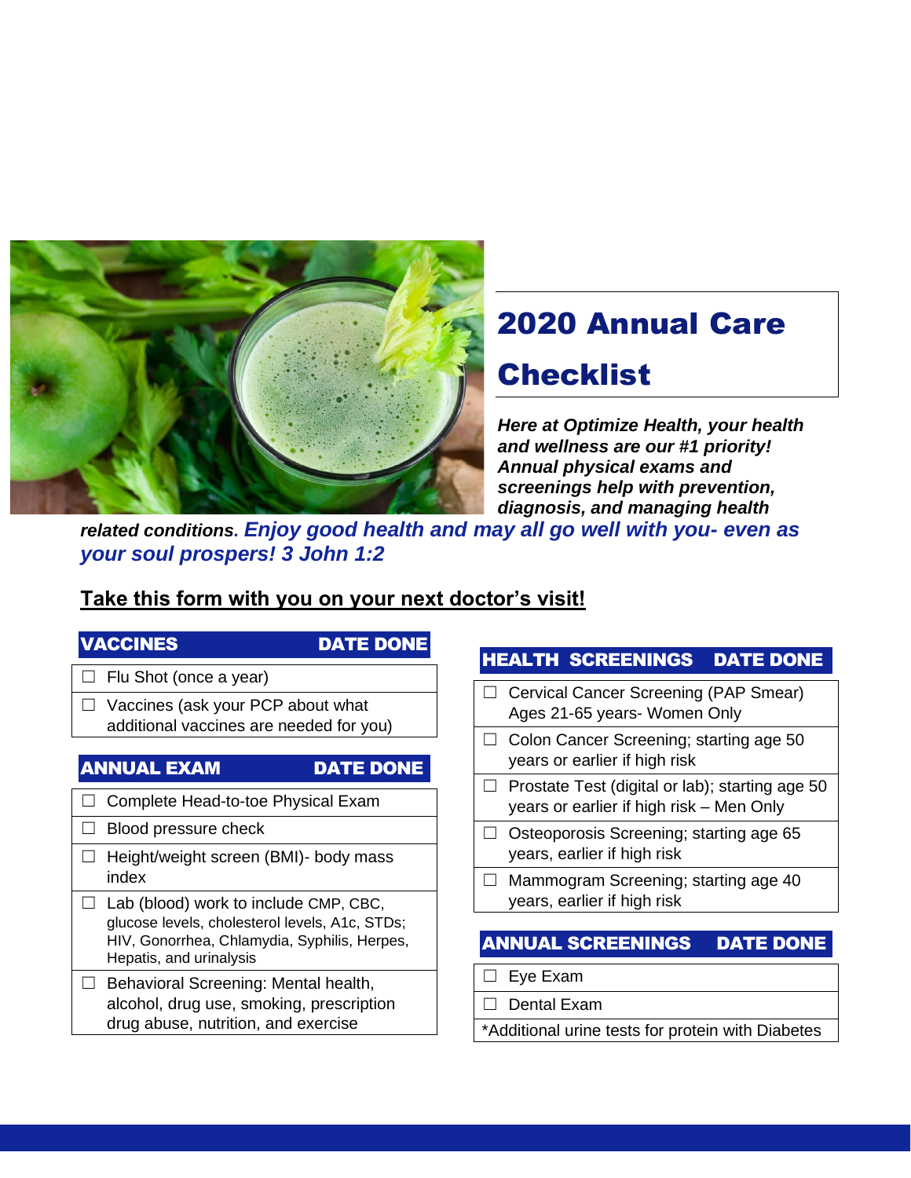# 2020 Annual Care Checklist

***Here at Optimize Health, your health and wellness are our #1 priority! Annual physical exams and screenings help with prevention, diagnosis, and managing health related conditions. Enjoy good health and may all go well with you- even as your soul prospers! 3 John 1:2***

**Take this form with you on your next doctor's visit!**

| VACCINES | DATE DONE |
|---|---|
| ☐ Flu Shot (once a year) | |
| ☐ Vaccines (ask your PCP about what additional vaccines are needed for you) | |

| ANNUAL EXAM | DATE DONE |
|---|---|
| ☐ Complete Head-to-toe Physical Exam | |
| ☐ Blood pressure check | |
| ☐ Height/weight screen (BMI)- body mass index | |
| ☐ Lab (blood) work to include CMP, CBC, glucose levels, cholesterol levels, A1c, STDs; HIV, Gonorrhea, Chlamydia, Syphilis, Herpes, Hepatis, and urinalysis | |
| ☐ Behavioral Screening: Mental health, alcohol, drug use, smoking, prescription drug abuse, nutrition, and exercise | |

| HEALTH SCREENINGS | DATE DONE |
|---|---|
| ☐ Cervical Cancer Screening (PAP Smear) Ages 21-65 years- Women Only | |
| ☐ Colon Cancer Screening; starting age 50 years or earlier if high risk | |
| ☐ Prostate Test (digital or lab); starting age 50 years or earlier if high risk – Men Only | |
| ☐ Osteoporosis Screening; starting age 65 years, earlier if high risk | |
| ☐ Mammogram Screening; starting age 40 years, earlier if high risk | |

| ANNUAL SCREENINGS | DATE DONE |
|---|---|
| ☐ Eye Exam | |
| ☐ Dental Exam | |
| *Additional urine tests for protein with Diabetes | |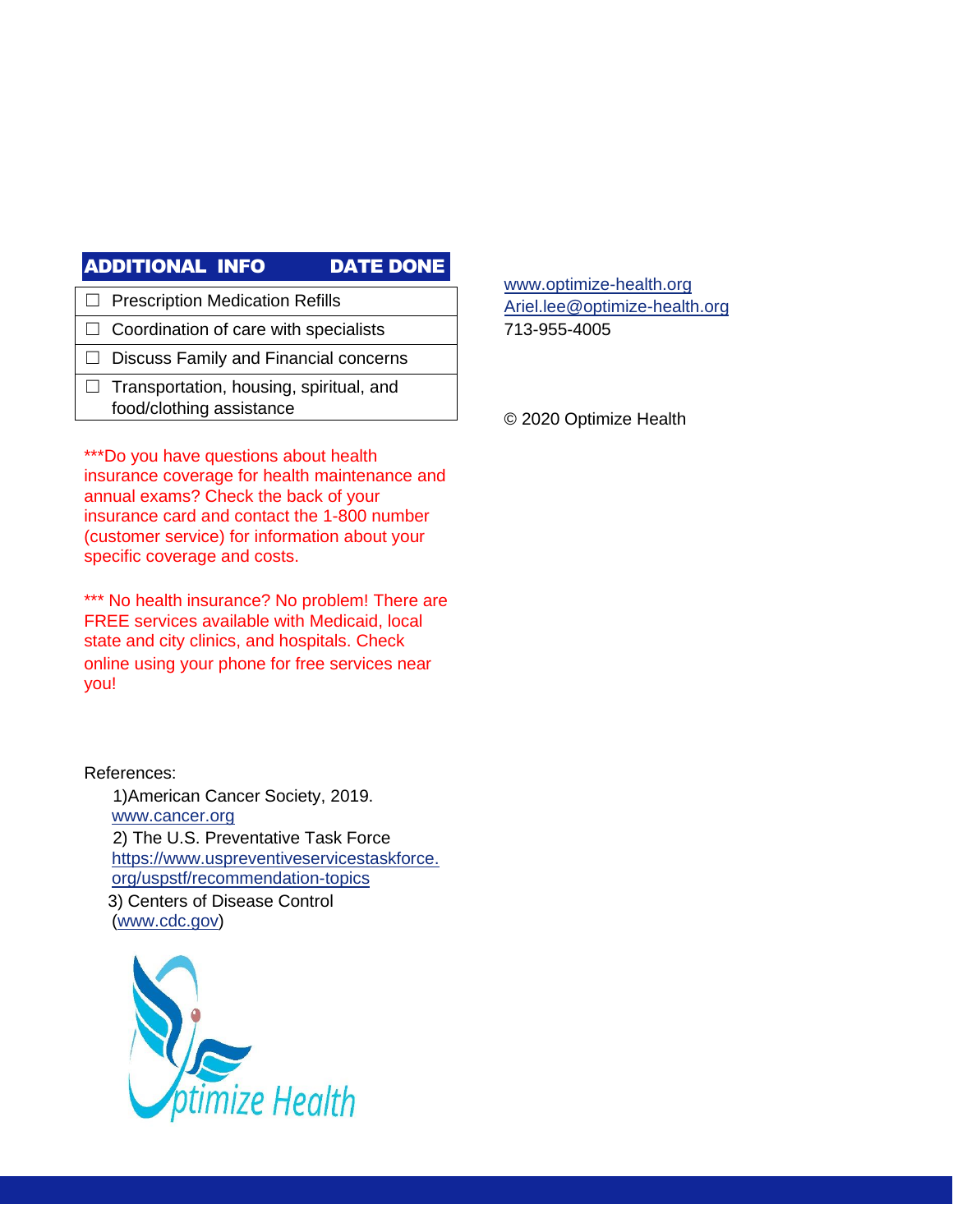| ADDITIONAL INFO | DATE DONE |
|---|---|
| ☐ Prescription Medication Refills | |
| ☐ Coordination of care with specialists | |
| ☐ Discuss Family and Financial concerns | |
| ☐ Transportation, housing, spiritual, and food/clothing assistance | |

***Do you have questions about health insurance coverage for health maintenance and annual exams? Check the back of your insurance card and contact the 1-800 number (customer service) for information about your specific coverage and costs.

*** No health insurance? No problem! There are FREE services available with Medicaid, local state and city clinics, and hospitals. Check online using your phone for free services near you!

References:

1) American Cancer Society, 2019. www.cancer.org
2) The U.S. Preventative Task Force https://www.uspreventiveservicestaskforce.org/uspstf/recommendation-topics
3) Centers of Disease Control (www.cdc.gov)

Optimize Health

www.optimize-health.org
Ariel.lee@optimize-health.org
713-955-4005

© 2020 Optimize Health